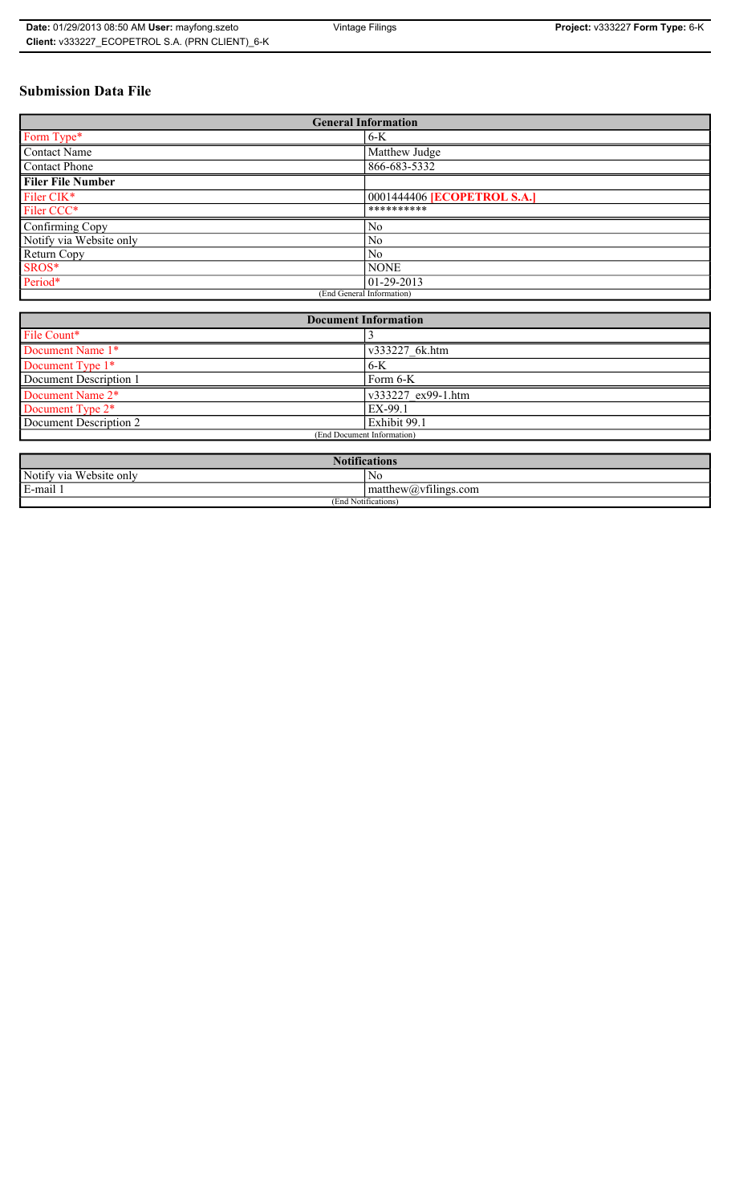# Submission Data File

| General Information | |
|---|---|
| Form Type* | 6-K |
| Contact Name | Matthew Judge |
| Contact Phone | 866-683-5332 |
| **Filer File Number** | |
| Filer CIK* | 0001444406 **[ECOPETROL S.A.]** |
| Filer CCC* | ********** |
| Confirming Copy | No |
| Notify via Website only | No |
| Return Copy | No |
| SROS* | NONE |
| Period* | 01-29-2013 |
| (End General Information) | |

| Document Information | |
|---|---|
| File Count* | 3 |
| Document Name 1* | v333227_6k.htm |
| Document Type 1* | 6-K |
| Document Description 1 | Form 6-K |
| Document Name 2* | v333227_ex99-1.htm |
| Document Type 2* | EX-99.1 |
| Document Description 2 | Exhibit 99.1 |
| (End Document Information) | |

| Notifications | |
|---|---|
| Notify via Website only | No |
| E-mail 1 | matthew@vfilings.com |
| (End Notifications) | |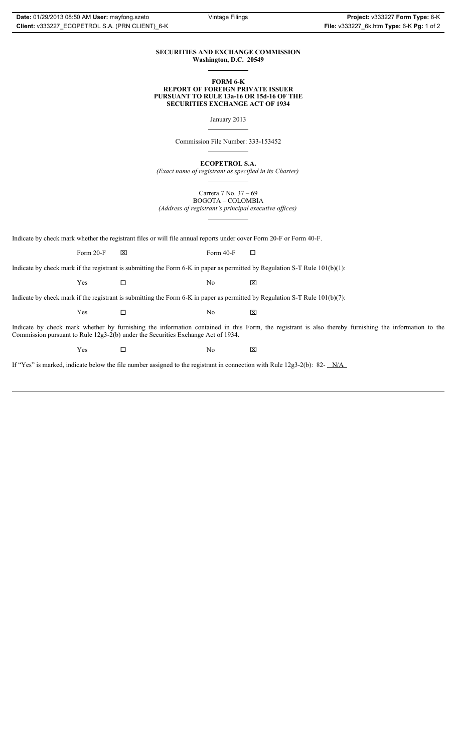**SECURITIES AND EXCHANGE COMMISSION**
**Washington, D.C. 20549**

---

**FORM 6-K**
**REPORT OF FOREIGN PRIVATE ISSUER**
**PURSUANT TO RULE 13a-16 OR 15d-16 OF THE**
**SECURITIES EXCHANGE ACT OF 1934**

January 2013

---

Commission File Number: 333-153452

---

**ECOPETROL S.A.**

*(Exact name of registrant as specified in its Charter)*

---

Carrera 7 No. 37 – 69
BOGOTA – COLOMBIA
*(Address of registrant's principal executive offices)*

---

Indicate by check mark whether the registrant files or will file annual reports under cover Form 20-F or Form 40-F.

Form 20-F ☒ Form 40-F ☐

Indicate by check mark if the registrant is submitting the Form 6-K in paper as permitted by Regulation S-T Rule 101(b)(1):

Yes ☐ No ☒

Indicate by check mark if the registrant is submitting the Form 6-K in paper as permitted by Regulation S-T Rule 101(b)(7):

Yes ☐ No ☒

Indicate by check mark whether by furnishing the information contained in this Form, the registrant is also thereby furnishing the information to the Commission pursuant to Rule 12g3-2(b) under the Securities Exchange Act of 1934.

Yes ☐ No ☒

If "Yes" is marked, indicate below the file number assigned to the registrant in connection with Rule 12g3-2(b): 82- N/A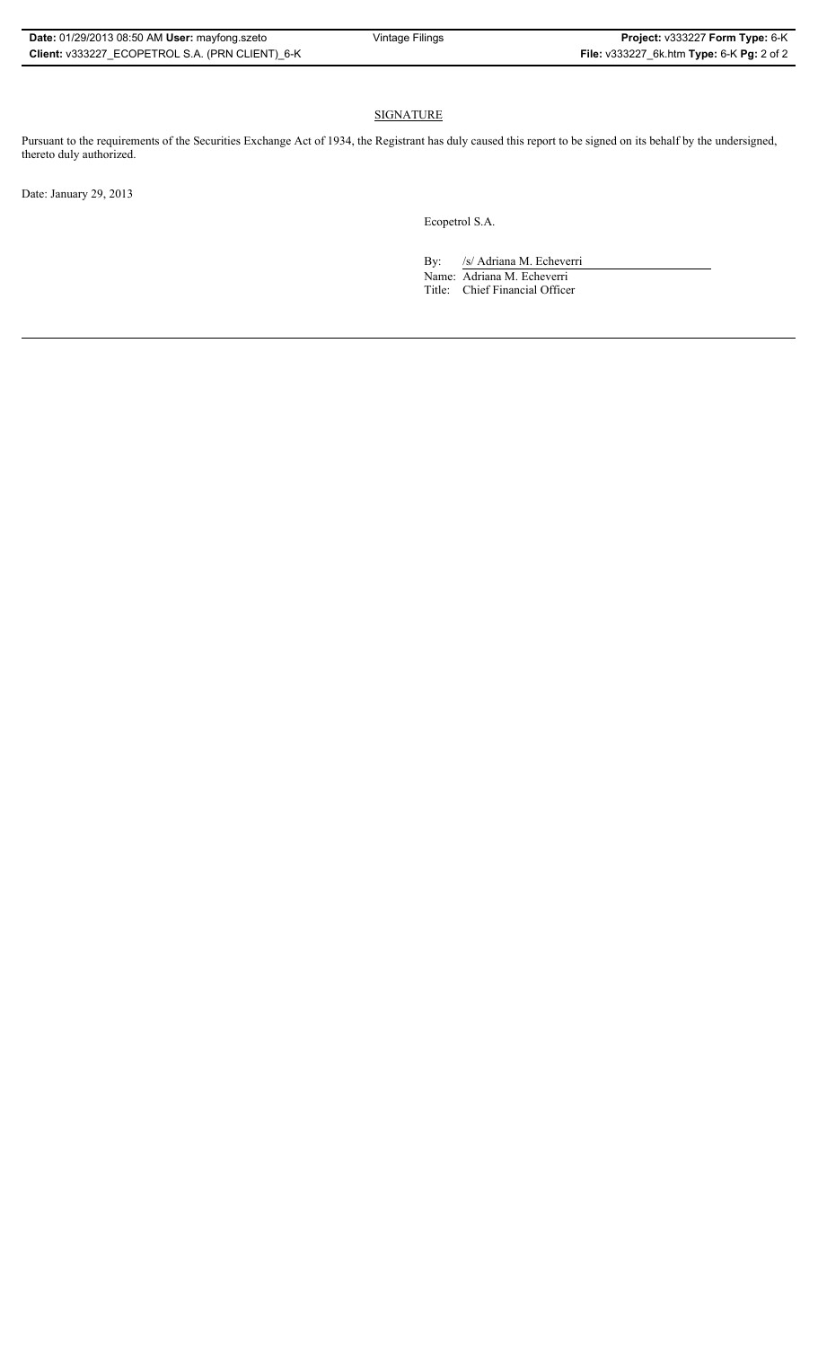SIGNATURE

Pursuant to the requirements of the Securities Exchange Act of 1934, the Registrant has duly caused this report to be signed on its behalf by the undersigned, thereto duly authorized.

Date: January 29, 2013

Ecopetrol S.A.

By: /s/ Adriana M. Echeverri

Name: Adriana M. Echeverri

Title: Chief Financial Officer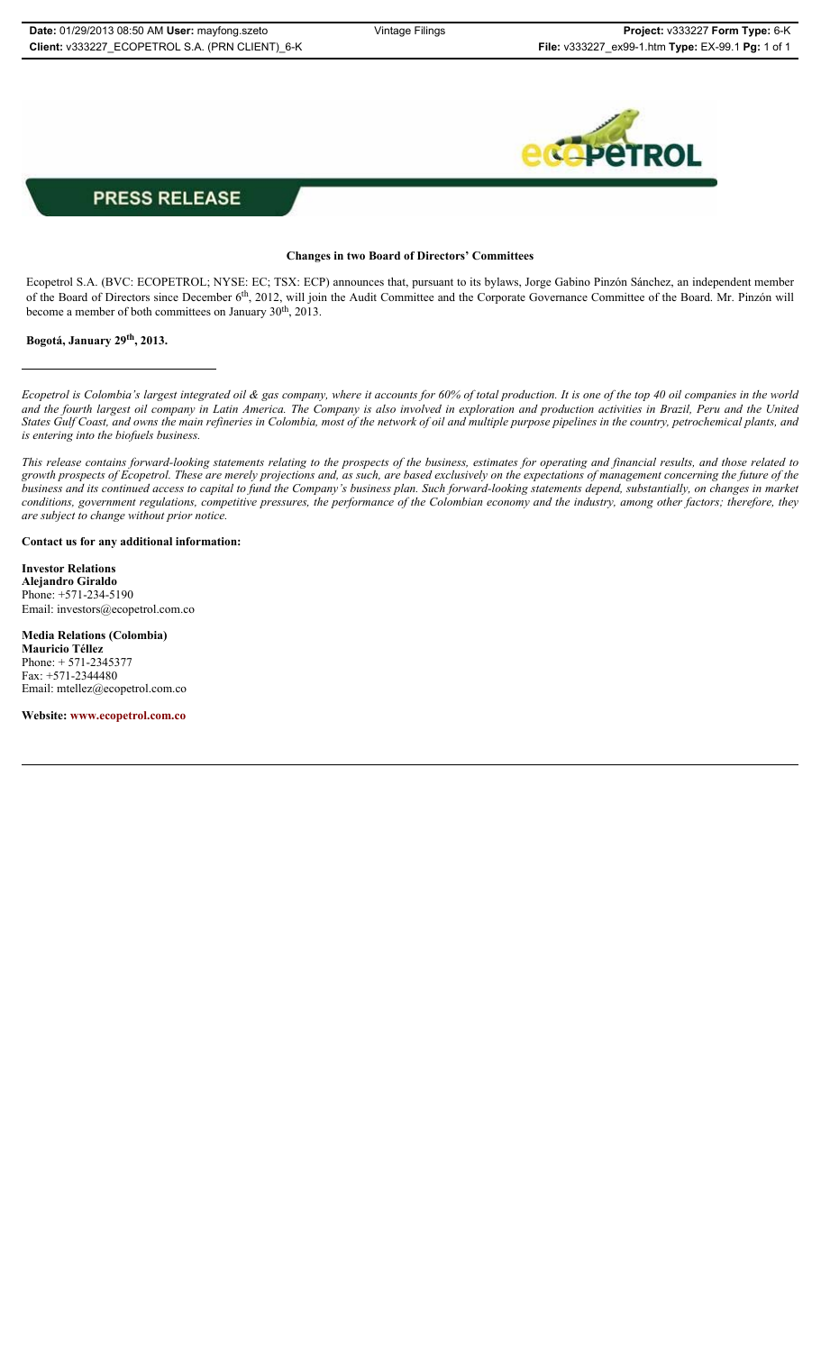# PRESS RELEASE

**Changes in two Board of Directors' Committees**

Ecopetrol S.A. (BVC: ECOPETROL; NYSE: EC; TSX: ECP) announces that, pursuant to its bylaws, Jorge Gabino Pinzón Sánchez, an independent member of the Board of Directors since December 6th, 2012, will join the Audit Committee and the Corporate Governance Committee of the Board. Mr. Pinzón will become a member of both committees on January 30th, 2013.

**Bogotá, January 29th, 2013.**

---

*Ecopetrol is Colombia's largest integrated oil & gas company, where it accounts for 60% of total production. It is one of the top 40 oil companies in the world and the fourth largest oil company in Latin America. The Company is also involved in exploration and production activities in Brazil, Peru and the United States Gulf Coast, and owns the main refineries in Colombia, most of the network of oil and multiple purpose pipelines in the country, petrochemical plants, and is entering into the biofuels business.*

*This release contains forward-looking statements relating to the prospects of the business, estimates for operating and financial results, and those related to growth prospects of Ecopetrol. These are merely projections and, as such, are based exclusively on the expectations of management concerning the future of the business and its continued access to capital to fund the Company's business plan. Such forward-looking statements depend, substantially, on changes in market conditions, government regulations, competitive pressures, the performance of the Colombian economy and the industry, among other factors; therefore, they are subject to change without prior notice.*

**Contact us for any additional information:**

**Investor Relations**
**Alejandro Giraldo**
Phone: +571-234-5190
Email: investors@ecopetrol.com.co

**Media Relations (Colombia)**
**Mauricio Téllez**
Phone: + 571-2345377
Fax: +571-2344480
Email: mtellez@ecopetrol.com.co

**Website: www.ecopetrol.com.co**